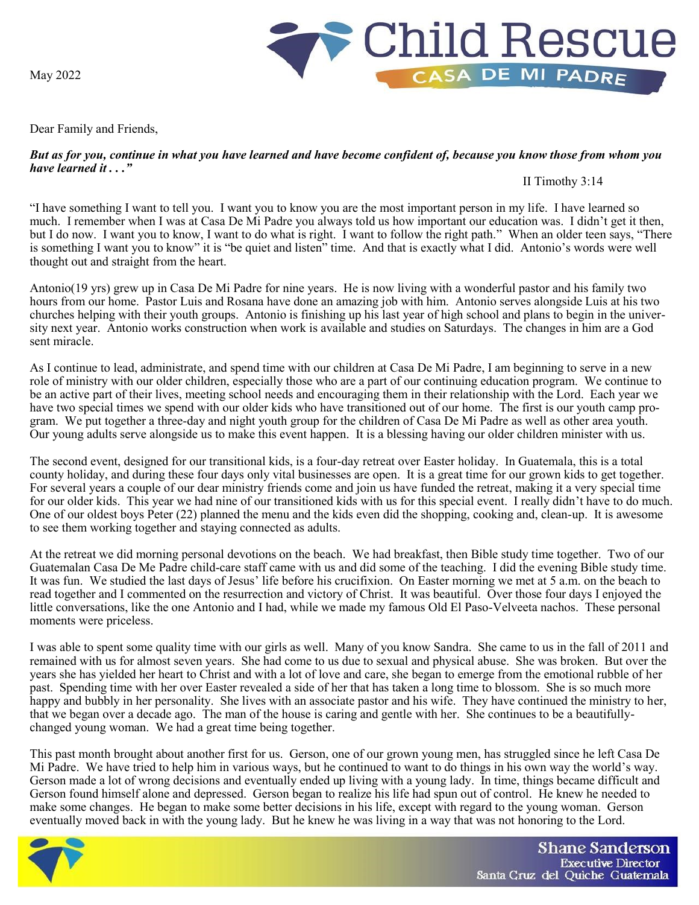# Child Rescue
## CASA DE MI PADRE

May 2022

Dear Family and Friends,

***But as for you, continue in what you have learned and have become confident of, because you know those from whom you have learned it . . ."***

II Timothy 3:14

"I have something I want to tell you. I want you to know you are the most important person in my life. I have learned so much. I remember when I was at Casa De Mi Padre you always told us how important our education was. I didn't get it then, but I do now. I want you to know, I want to do what is right. I want to follow the right path." When an older teen says, "There is something I want you to know" it is "be quiet and listen" time. And that is exactly what I did. Antonio's words were well thought out and straight from the heart.

Antonio(19 yrs) grew up in Casa De Mi Padre for nine years. He is now living with a wonderful pastor and his family two hours from our home. Pastor Luis and Rosana have done an amazing job with him. Antonio serves alongside Luis at his two churches helping with their youth groups. Antonio is finishing up his last year of high school and plans to begin in the university next year. Antonio works construction when work is available and studies on Saturdays. The changes in him are a God sent miracle.

As I continue to lead, administrate, and spend time with our children at Casa De Mi Padre, I am beginning to serve in a new role of ministry with our older children, especially those who are a part of our continuing education program. We continue to be an active part of their lives, meeting school needs and encouraging them in their relationship with the Lord. Each year we have two special times we spend with our older kids who have transitioned out of our home. The first is our youth camp program. We put together a three-day and night youth group for the children of Casa De Mi Padre as well as other area youth. Our young adults serve alongside us to make this event happen. It is a blessing having our older children minister with us.

The second event, designed for our transitional kids, is a four-day retreat over Easter holiday. In Guatemala, this is a total county holiday, and during these four days only vital businesses are open. It is a great time for our grown kids to get together. For several years a couple of our dear ministry friends come and join us have funded the retreat, making it a very special time for our older kids. This year we had nine of our transitioned kids with us for this special event. I really didn't have to do much. One of our oldest boys Peter (22) planned the menu and the kids even did the shopping, cooking and, clean-up. It is awesome to see them working together and staying connected as adults.

At the retreat we did morning personal devotions on the beach. We had breakfast, then Bible study time together. Two of our Guatemalan Casa De Me Padre child-care staff came with us and did some of the teaching. I did the evening Bible study time. It was fun. We studied the last days of Jesus' life before his crucifixion. On Easter morning we met at 5 a.m. on the beach to read together and I commented on the resurrection and victory of Christ. It was beautiful. Over those four days I enjoyed the little conversations, like the one Antonio and I had, while we made my famous Old El Paso-Velveeta nachos. These personal moments were priceless.

I was able to spent some quality time with our girls as well. Many of you know Sandra. She came to us in the fall of 2011 and remained with us for almost seven years. She had come to us due to sexual and physical abuse. She was broken. But over the years she has yielded her heart to Christ and with a lot of love and care, she began to emerge from the emotional rubble of her past. Spending time with her over Easter revealed a side of her that has taken a long time to blossom. She is so much more happy and bubbly in her personality. She lives with an associate pastor and his wife. They have continued the ministry to her, that we began over a decade ago. The man of the house is caring and gentle with her. She continues to be a beautifully-changed young woman. We had a great time being together.

This past month brought about another first for us. Gerson, one of our grown young men, has struggled since he left Casa De Mi Padre. We have tried to help him in various ways, but he continued to want to do things in his own way the world's way. Gerson made a lot of wrong decisions and eventually ended up living with a young lady. In time, things became difficult and Gerson found himself alone and depressed. Gerson began to realize his life had spun out of control. He knew he needed to make some changes. He began to make some better decisions in his life, except with regard to the young woman. Gerson eventually moved back in with the young lady. But he knew he was living in a way that was not honoring to the Lord.

**Shane Sanderson**
Executive Director
Santa Cruz del Quiche Guatemala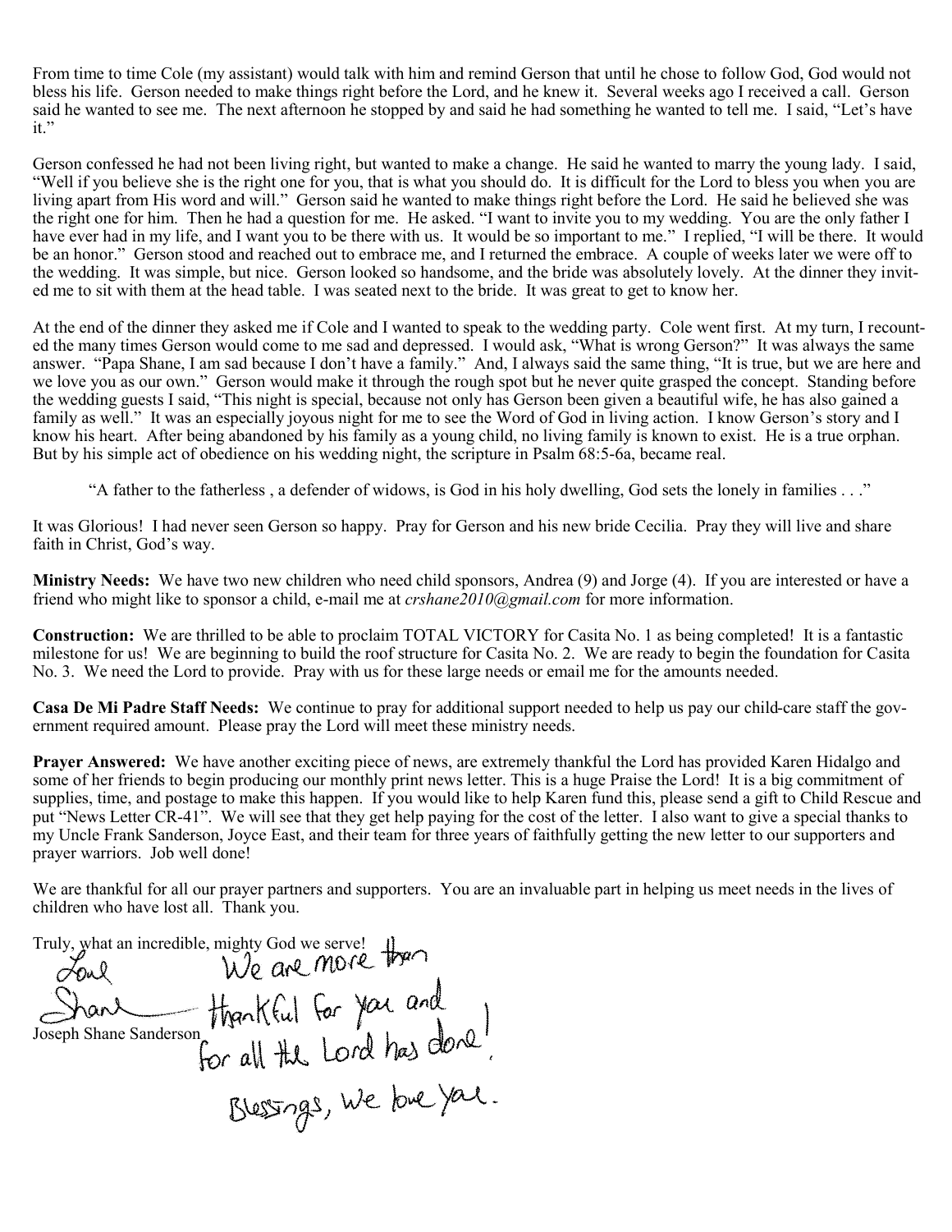From time to time Cole (my assistant) would talk with him and remind Gerson that until he chose to follow God, God would not bless his life. Gerson needed to make things right before the Lord, and he knew it. Several weeks ago I received a call. Gerson said he wanted to see me. The next afternoon he stopped by and said he had something he wanted to tell me. I said, "Let's have it."

Gerson confessed he had not been living right, but wanted to make a change. He said he wanted to marry the young lady. I said, "Well if you believe she is the right one for you, that is what you should do. It is difficult for the Lord to bless you when you are living apart from His word and will." Gerson said he wanted to make things right before the Lord. He said he believed she was the right one for him. Then he had a question for me. He asked. "I want to invite you to my wedding. You are the only father I have ever had in my life, and I want you to be there with us. It would be so important to me." I replied, "I will be there. It would be an honor." Gerson stood and reached out to embrace me, and I returned the embrace. A couple of weeks later we were off to the wedding. It was simple, but nice. Gerson looked so handsome, and the bride was absolutely lovely. At the dinner they invited me to sit with them at the head table. I was seated next to the bride. It was great to get to know her.

At the end of the dinner they asked me if Cole and I wanted to speak to the wedding party. Cole went first. At my turn, I recounted the many times Gerson would come to me sad and depressed. I would ask, "What is wrong Gerson?" It was always the same answer. "Papa Shane, I am sad because I don't have a family." And, I always said the same thing, "It is true, but we are here and we love you as our own." Gerson would make it through the rough spot but he never quite grasped the concept. Standing before the wedding guests I said, "This night is special, because not only has Gerson been given a beautiful wife, he has also gained a family as well." It was an especially joyous night for me to see the Word of God in living action. I know Gerson's story and I know his heart. After being abandoned by his family as a young child, no living family is known to exist. He is a true orphan. But by his simple act of obedience on his wedding night, the scripture in Psalm 68:5-6a, became real.

"A father to the fatherless , a defender of widows, is God in his holy dwelling, God sets the lonely in families . . ."

It was Glorious! I had never seen Gerson so happy. Pray for Gerson and his new bride Cecilia. Pray they will live and share faith in Christ, God's way.

**Ministry Needs:** We have two new children who need child sponsors, Andrea (9) and Jorge (4). If you are interested or have a friend who might like to sponsor a child, e-mail me at *crshane2010@gmail.com* for more information.

**Construction:** We are thrilled to be able to proclaim TOTAL VICTORY for Casita No. 1 as being completed! It is a fantastic milestone for us! We are beginning to build the roof structure for Casita No. 2. We are ready to begin the foundation for Casita No. 3. We need the Lord to provide. Pray with us for these large needs or email me for the amounts needed.

**Casa De Mi Padre Staff Needs:** We continue to pray for additional support needed to help us pay our child-care staff the government required amount. Please pray the Lord will meet these ministry needs.

**Prayer Answered:** We have another exciting piece of news, are extremely thankful the Lord has provided Karen Hidalgo and some of her friends to begin producing our monthly print news letter. This is a huge Praise the Lord! It is a big commitment of supplies, time, and postage to make this happen. If you would like to help Karen fund this, please send a gift to Child Rescue and put "News Letter CR-41". We will see that they get help paying for the cost of the letter. I also want to give a special thanks to my Uncle Frank Sanderson, Joyce East, and their team for three years of faithfully getting the new letter to our supporters and prayer warriors. Job well done!

We are thankful for all our prayer partners and supporters. You are an invaluable part in helping us meet needs in the lives of children who have lost all. Thank you.

Truly, what an incredible, mighty God we serve!

Love

Shane

Joseph Shane Sanderson

We are more than thankful for you and for all the Lord has done!

Blessings, We love you.